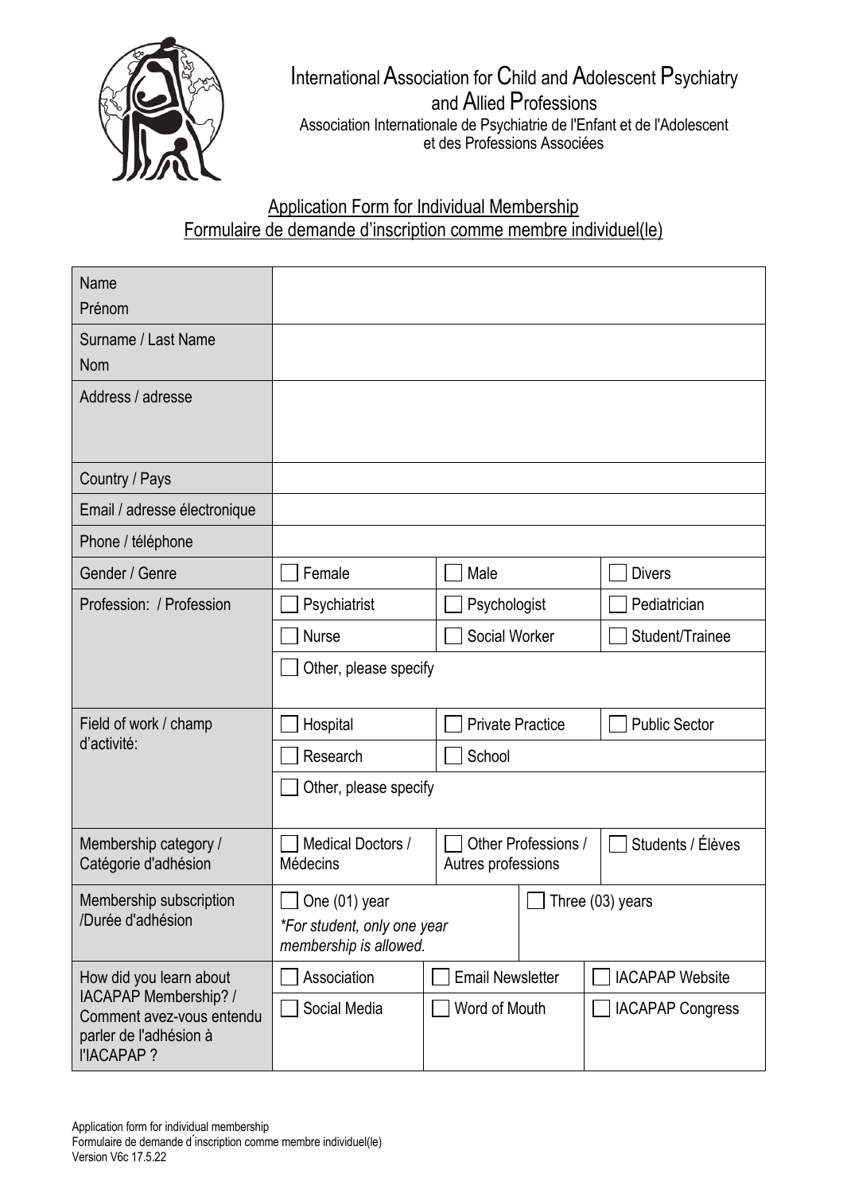# International Association for Child and Adolescent Psychiatry and Allied Professions

Association Internationale de Psychiatrie de l'Enfant et de l'Adolescent et des Professions Associées

## Application Form for Individual Membership
## Formulaire de demande d'inscription comme membre individuel(le)

| | | | |
|---|---|---|---|
| Name<br>Prénom | | | |
| Surname / Last Name<br>Nom | | | |
| Address / adresse | | | |
| Country / Pays | | | |
| Email / adresse électronique | | | |
| Phone / téléphone | | | |
| Gender / Genre | ☐ Female | ☐ Male | ☐ Divers |
| Profession: / Profession | ☐ Psychiatrist | ☐ Psychologist | ☐ Pediatrician |
| | ☐ Nurse | ☐ Social Worker | ☐ Student/Trainee |
| | ☐ Other, please specify | | |
| Field of work / champ d'activité: | ☐ Hospital | ☐ Private Practice | ☐ Public Sector |
| | ☐ Research | ☐ School | |
| | ☐ Other, please specify | | |
| Membership category / Catégorie d'adhésion | ☐ Medical Doctors / Médecins | ☐ Other Professions / Autres professions | ☐ Students / Élèves |
| Membership subscription /Durée d'adhésion | ☐ One (01) year<br>*\*For student, only one year membership is allowed.* | ☐ Three (03) years | |
| How did you learn about IACAPAP Membership? / Comment avez-vous entendu parler de l'adhésion à l'IACAPAP ? | ☐ Association | ☐ Email Newsletter | ☐ IACAPAP Website |
| | ☐ Social Media | ☐ Word of Mouth | ☐ IACAPAP Congress |

Application form for individual membership
Formulaire de demande d´inscription comme membre individuel(le)
Version V6c 17.5.22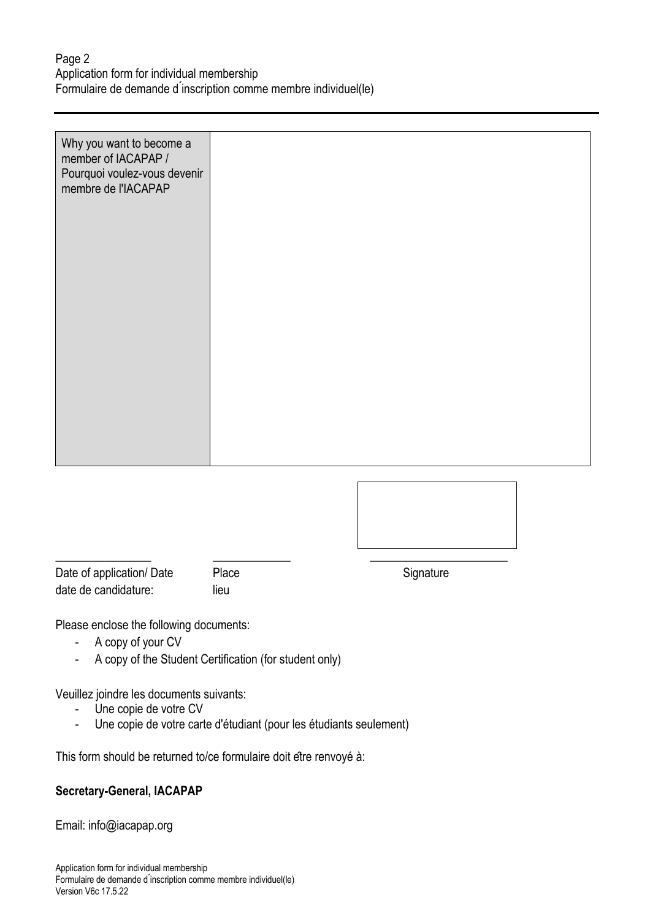| | |
|---|---|
| Why you want to become a member of IACAPAP / Pourquoi voulez-vous devenir membre de l'IACAPAP | |

\_\_\_\_\_\_\_\_\_\_\_\_\_\_\_\_ \_\_\_\_\_\_\_\_\_\_\_\_\_ \_\_\_\_\_\_\_\_\_\_\_\_\_\_\_\_\_\_\_\_\_\_

Date of application/ Date date de candidature: | Place lieu | Signature

Please enclose the following documents:

- A copy of your CV
- A copy of the Student Certification (for student only)

Veuillez joindre les documents suivants:

- Une copie de votre CV
- Une copie de votre carte d'étudiant (pour les étudiants seulement)

This form should be returned to/ce formulaire doit être renvoyé à:

**Secretary-General, IACAPAP**

Email: info@iacapap.org

Application form for individual membership
Formulaire de demande d´inscription comme membre individuel(le)
Version V6c 17.5.22